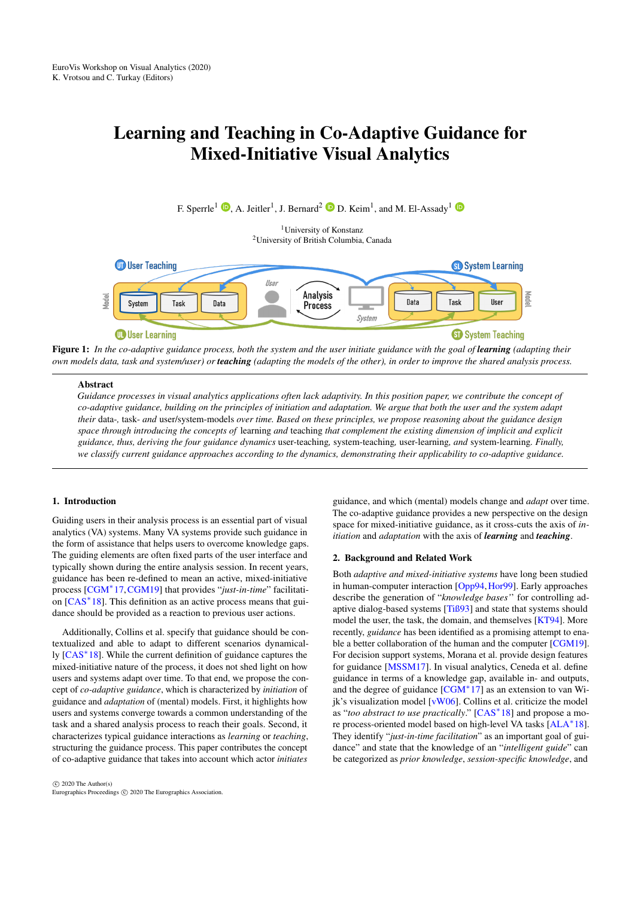# Learning and Teaching in Co-Adaptive Guidance for Mixed-Initiative Visual Analytics

F. Sperrle[1], A. Jeitler[1], J. Bernard[2], D. Keim[1], and M. El-Assady[1]

[1]University of Konstanz
[2]University of British Columbia, Canada

**Figure 1:** *In the co-adaptive guidance process, both the system and the user initiate guidance with the goal of* ***learning*** *(adapting their own models data, task and system/user) or* ***teaching*** *(adapting the models of the other), in order to improve the shared analysis process.*

## Abstract

*Guidance processes in visual analytics applications often lack adaptivity. In this position paper, we contribute the concept of co-adaptive guidance, building on the principles of initiation and adaptation. We argue that both the user and the system adapt their* data-, task- *and* user/system-models *over time. Based on these principles, we propose reasoning about the guidance design space through introducing the concepts of* learning *and* teaching *that complement the existing dimension of implicit and explicit guidance, thus, deriving the four guidance dynamics* user-teaching, system-teaching, user-learning, *and* system-learning. *Finally, we classify current guidance approaches according to the dynamics, demonstrating their applicability to co-adaptive guidance.*

## 1. Introduction

Guiding users in their analysis process is an essential part of visual analytics (VA) systems. Many VA systems provide such guidance in the form of assistance that helps users to overcome knowledge gaps. The guiding elements are often fixed parts of the user interface and typically shown during the entire analysis session. In recent years, guidance has been re-defined to mean an active, mixed-initiative process [CGM*17, CGM19] that provides "*just-in-time*" facilitation [CAS*18]. This definition as an active process means that guidance should be provided as a reaction to previous user actions.

Additionally, Collins et al. specify that guidance should be contextualized and able to adapt to different scenarios dynamically [CAS*18]. While the current definition of guidance captures the mixed-initiative nature of the process, it does not shed light on how users and systems adapt over time. To that end, we propose the concept of *co-adaptive guidance*, which is characterized by *initiation* of guidance and *adaptation* of (mental) models. First, it highlights how users and systems converge towards a common understanding of the task and a shared analysis process to reach their goals. Second, it characterizes typical guidance interactions as *learning* or *teaching*, structuring the guidance process. This paper contributes the concept of co-adaptive guidance that takes into account which actor *initiates* guidance, and which (mental) models change and *adapt* over time. The co-adaptive guidance provides a new perspective on the design space for mixed-initiative guidance, as it cross-cuts the axis of *initiation* and *adaptation* with the axis of ***learning*** and ***teaching***.

## 2. Background and Related Work

Both *adaptive and mixed-initiative systems* have long been studied in human-computer interaction [Opp94, Hor99]. Early approaches describe the generation of "*knowledge bases*" for controlling adaptive dialog-based systems [Tiß93] and state that systems should model the user, the task, the domain, and themselves [KT94]. More recently, *guidance* has been identified as a promising attempt to enable a better collaboration of the human and the computer [CGM19]. For decision support systems, Morana et al. provide design features for guidance [MSSM17]. In visual analytics, Ceneda et al. define guidance in terms of a knowledge gap, available in- and outputs, and the degree of guidance [CGM*17] as an extension to van Wijk's visualization model [vW06]. Collins et al. criticize the model as "*too abstract to use practically*." [CAS*18] and propose a more process-oriented model based on high-level VA tasks [ALA*18]. They identify "*just-in-time facilitation*" as an important goal of guidance" and state that the knowledge of an "*intelligent guide*" can be categorized as *prior knowledge*, *session-specific knowledge*, and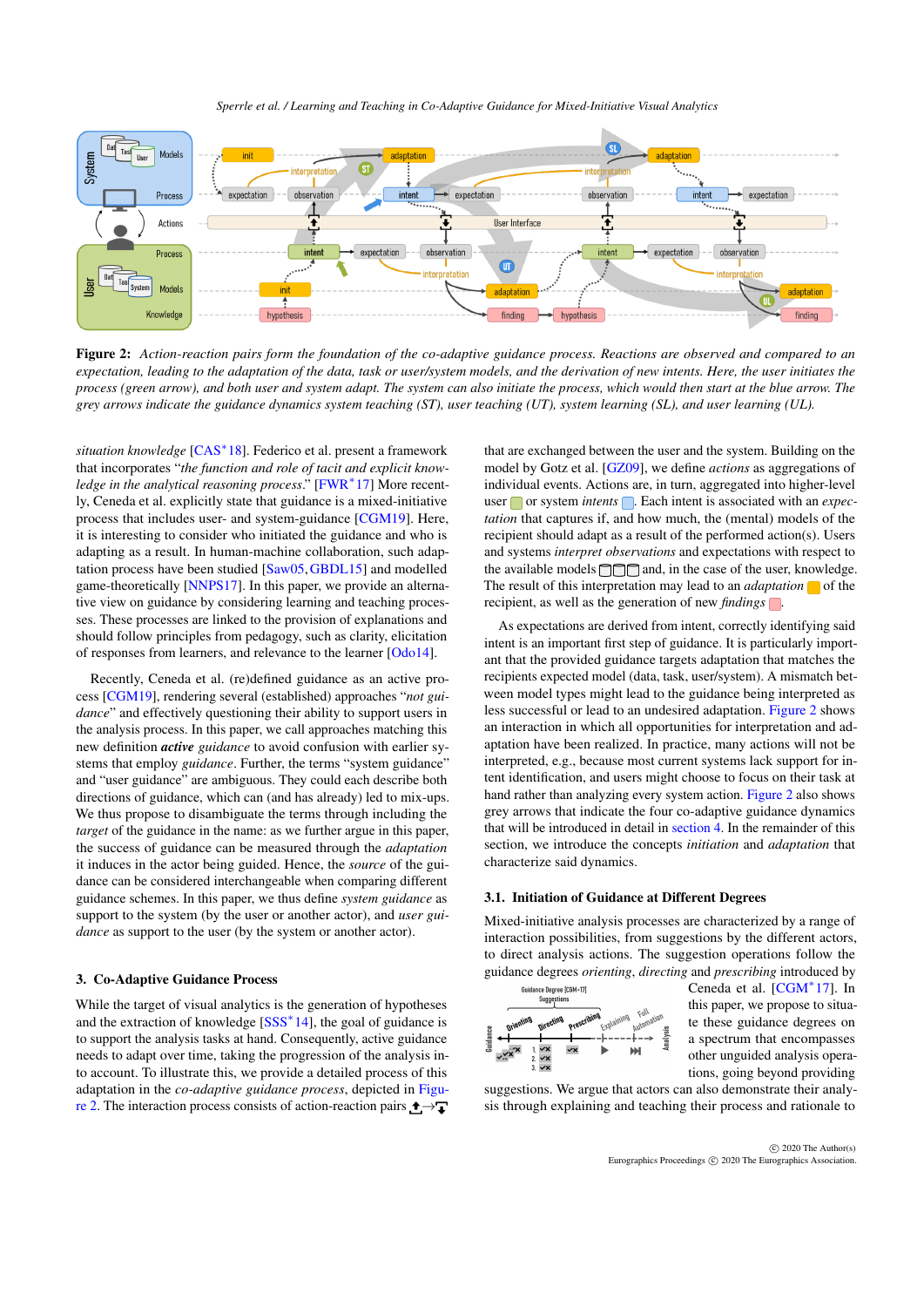**Figure 2:** *Action-reaction pairs form the foundation of the co-adaptive guidance process. Reactions are observed and compared to an expectation, leading to the adaptation of the data, task or user/system models, and the derivation of new intents. Here, the user initiates the process (green arrow), and both user and system adapt. The system can also initiate the process, which would then start at the blue arrow. The grey arrows indicate the guidance dynamics system teaching (ST), user teaching (UT), system learning (SL), and user learning (UL).*

*situation knowledge* [CAS*18]. Federico et al. present a framework that incorporates "*the function and role of tacit and explicit knowledge in the analytical reasoning process.*" [FWR*17] More recently, Ceneda et al. explicitly state that guidance is a mixed-initiative process that includes user- and system-guidance [CGM19]. Here, it is interesting to consider who initiated the guidance and who is adapting as a result. In human-machine collaboration, such adaptation process have been studied [Saw05, GBDL15] and modelled game-theoretically [NNPS17]. In this paper, we provide an alternative view on guidance by considering learning and teaching processes. These processes are linked to the provision of explanations and should follow principles from pedagogy, such as clarity, elicitation of responses from learners, and relevance to the learner [Odo14].

Recently, Ceneda et al. (re)defined guidance as an active process [CGM19], rendering several (established) approaches "*not guidance*" and effectively questioning their ability to support users in the analysis process. In this paper, we call approaches matching this new definition ***active*** *guidance* to avoid confusion with earlier systems that employ *guidance*. Further, the terms "system guidance" and "user guidance" are ambiguous. They could each describe both directions of guidance, which can (and has already) led to mix-ups. We thus propose to disambiguate the terms through including the *target* of the guidance in the name: as we further argue in this paper, the success of guidance can be measured through the *adaptation* it induces in the actor being guided. Hence, the *source* of the guidance can be considered interchangeable when comparing different guidance schemes. In this paper, we thus define *system guidance* as support to the system (by the user or another actor), and *user guidance* as support to the user (by the system or another actor).

## 3. Co-Adaptive Guidance Process

While the target of visual analytics is the generation of hypotheses and the extraction of knowledge [SSS*14], the goal of guidance is to support the analysis tasks at hand. Consequently, active guidance needs to adapt over time, taking the progression of the analysis into account. To illustrate this, we provide a detailed process of this adaptation in the *co-adaptive guidance process*, depicted in Figure 2. The interaction process consists of action-reaction pairs that are exchanged between the user and the system. Building on the model by Gotz et al. [GZ09], we define *actions* as aggregations of individual events. Actions are, in turn, aggregated into higher-level user or system *intents*. Each intent is associated with an *expectation* that captures if, and how much, the (mental) models of the recipient should adapt as a result of the performed action(s). Users and systems *interpret observations* and expectations with respect to the available models and, in the case of the user, knowledge. The result of this interpretation may lead to an *adaptation* of the recipient, as well as the generation of new *findings*.

As expectations are derived from intent, correctly identifying said intent is an important first step of guidance. It is particularly important to ensure that the provided guidance targets adaptation that matches the recipients expected model (data, task, user/system). A mismatch between model types might lead to the guidance being interpreted as less successful or lead to an undesired adaptation. Figure 2 shows an interaction in which all opportunities for interpretation and adaptation have been realized. In practice, many actions will not be interpreted, e.g., because most current systems lack support for intent identification, and users might choose to focus on their task at hand rather than analyzing every system action. Figure 2 also shows grey arrows that indicate the four co-adaptive guidance dynamics that will be introduced in detail in section 4. In the remainder of this section, we introduce the concepts *initiation* and *adaptation* that characterize said dynamics.

### 3.1. Initiation of Guidance at Different Degrees

Mixed-initiative analysis processes are characterized by a range of interaction possibilities, from suggestions by the different actors, to direct analysis actions. The suggestion operations follow the guidance degrees *orienting*, *directing* and *prescribing* introduced by Ceneda et al. [CGM*17]. In this paper, we propose to situate these guidance degrees on a spectrum that encompasses other unguided analysis operations, going beyond providing suggestions. We argue that actors can also demonstrate their analysis through explaining and teaching their process and rationale to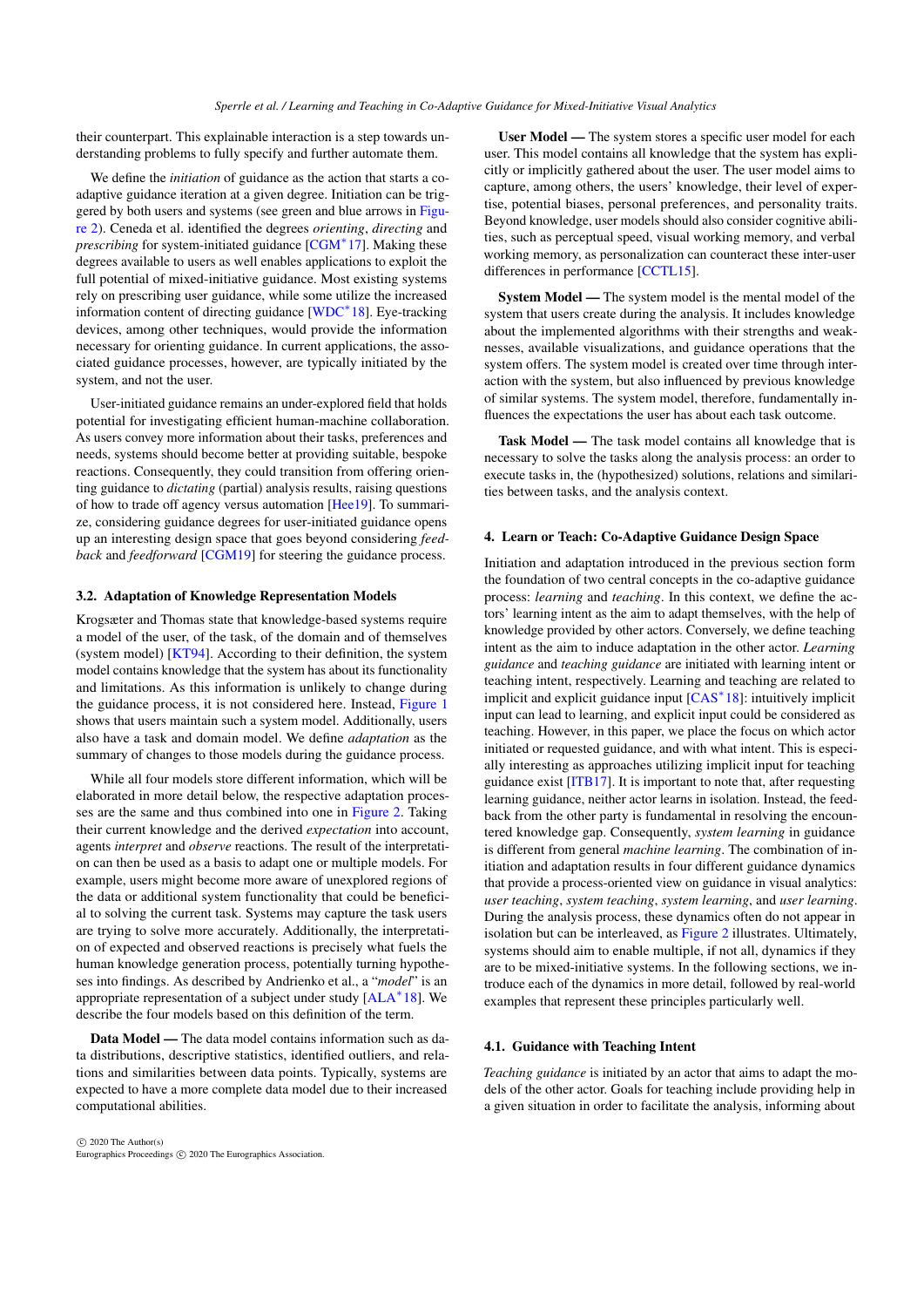their counterpart. This explainable interaction is a step towards understanding problems to fully specify and further automate them.

We define the *initiation* of guidance as the action that starts a co-adaptive guidance iteration at a given degree. Initiation can be triggered by both users and systems (see green and blue arrows in Figure 2). Ceneda et al. identified the degrees *orienting*, *directing* and *prescribing* for system-initiated guidance [CGM*17]. Making these degrees available to users as well enables applications to exploit the full potential of mixed-initiative guidance. Most existing systems rely on prescribing user guidance, while some utilize the increased information content of directing guidance [WDC*18]. Eye-tracking devices, among other techniques, would provide the information necessary for orienting guidance. In current applications, the associated guidance processes, however, are typically initiated by the system, and not the user.

User-initiated guidance remains an under-explored field that holds potential for investigating efficient human-machine collaboration. As users convey more information about their tasks, preferences and needs, systems should become better at providing suitable, bespoke reactions. Consequently, they could transition from offering orienting guidance to *dictating* (partial) analysis results, raising questions of how to trade off agency versus automation [Hee19]. To summarize, considering guidance degrees for user-initiated guidance opens up an interesting design space that goes beyond considering *feedback* and *feedforward* [CGM19] for steering the guidance process.

### 3.2. Adaptation of Knowledge Representation Models

Krogsæter and Thomas state that knowledge-based systems require a model of the user, of the task, of the domain and of themselves (system model) [KT94]. According to their definition, the system model contains knowledge that the system has about its functionality and limitations. As this information is unlikely to change during the guidance process, it is not considered here. Instead, Figure 1 shows that users maintain such a system model. Additionally, users also have a task and domain model. We define *adaptation* as the summary of changes to those models during the guidance process.

While all four models store different information, which will be elaborated in more detail below, the respective adaptation processes are the same and thus combined into one in Figure 2. Taking their current knowledge and the derived *expectation* into account, agents *interpret* and *observe* reactions. The result of the interpretation can then be used as a basis to adapt one or multiple models. For example, users might become more aware of unexplored regions of the data or additional system functionality that could be beneficial to solving the current task. Systems may capture the task users are trying to solve more accurately. Additionally, the interpretation of expected and observed reactions is precisely what fuels the human knowledge generation process, potentially turning hypotheses into findings. As described by Andrienko et al., a "*model*" is an appropriate representation of a subject under study [ALA*18]. We describe the four models based on this definition of the term.

**Data Model —** The data model contains information such as data distributions, descriptive statistics, identified outliers, and relations and similarities between data points. Typically, systems are expected to have a more complete data model due to their increased computational abilities.

**User Model —** The system stores a specific user model for each user. This model contains all knowledge that the system has explicitly or implicitly gathered about the user. The user model aims to capture, among others, the users' knowledge, their level of expertise, potential biases, personal preferences, and personality traits. Beyond knowledge, user models should also consider cognitive abilities, such as perceptual speed, visual working memory, and verbal working memory, as personalization can counteract these inter-user differences in performance [CCTL15].

**System Model —** The system model is the mental model of the system that users create during the analysis. It includes knowledge about the implemented algorithms with their strengths and weaknesses, available visualizations, and guidance operations that the system offers. The system model is created over time through interaction with the system, but also influenced by previous knowledge of similar systems. The system model, therefore, fundamentally influences the expectations the user has about each task outcome.

**Task Model —** The task model contains all knowledge that is necessary to solve the tasks along the analysis process: an order to execute tasks in, the (hypothesized) solutions, relations and similarities between tasks, and the analysis context.

## 4. Learn or Teach: Co-Adaptive Guidance Design Space

Initiation and adaptation introduced in the previous section form the foundation of two central concepts in the co-adaptive guidance process: *learning* and *teaching*. In this context, we define the actors' learning intent as the aim to adapt themselves, with the help of knowledge provided by other actors. Conversely, we define teaching intent as the aim to induce adaptation in the other actor. *Learning guidance* and *teaching guidance* are initiated with learning intent or teaching intent, respectively. Learning and teaching are related to implicit and explicit guidance input [CAS*18]: intuitively implicit input can lead to learning, and explicit input could be considered as teaching. However, in this paper, we place the focus on which actor initiated or requested guidance, and with what intent. This is especially interesting as approaches utilizing implicit input for teaching guidance exist [ITB17]. It is important to note that, after requesting learning guidance, neither actor learns in isolation. Instead, the feedback from the other party is fundamental in resolving the encountered knowledge gap. Consequently, *system learning* in guidance is different from general *machine learning*. The combination of initiation and adaptation results in four different guidance dynamics that provide a process-oriented view on guidance in visual analytics: *user teaching*, *system teaching*, *system learning*, and *user learning*. During the analysis process, these dynamics often do not appear in isolation but can be interleaved, as Figure 2 illustrates. Ultimately, systems should aim to enable multiple, if not all, dynamics if they are to be mixed-initiative systems. In the following sections, we introduce each of the dynamics in more detail, followed by real-world examples that represent these principles particularly well.

### 4.1. Guidance with Teaching Intent

*Teaching guidance* is initiated by an actor that aims to adapt the models of the other actor. Goals for teaching include providing help in a given situation in order to facilitate the analysis, informing about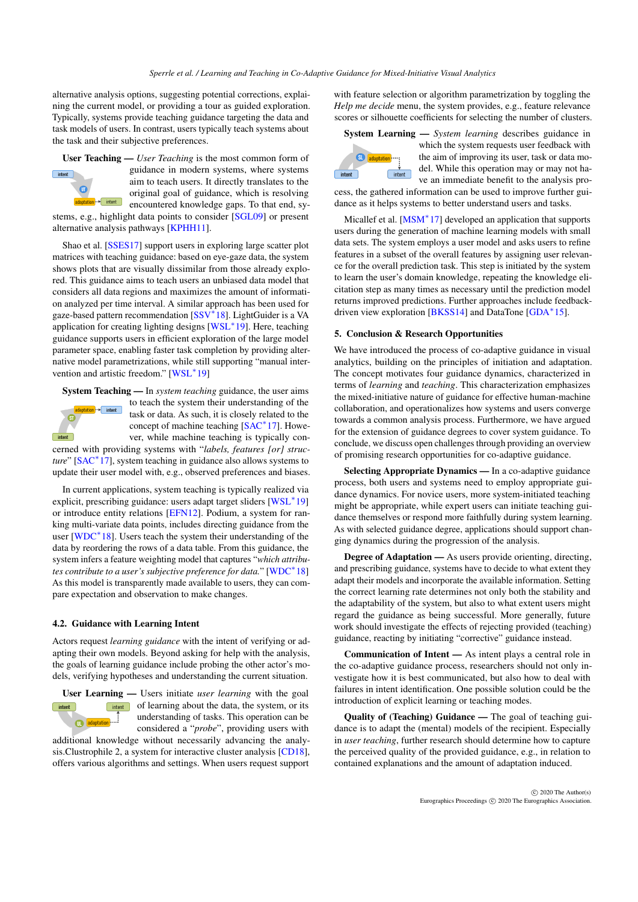alternative analysis options, suggesting potential corrections, explaining the current model, or providing a tour as guided exploration. Typically, systems provide teaching guidance targeting the data and task models of users. In contrast, users typically teach systems about the task and their subjective preferences.

**User Teaching —** *User Teaching* is the most common form of guidance in modern systems, where systems aim to teach users. It directly translates to the original goal of guidance, which is resolving encountered knowledge gaps. To that end, systems, e.g., highlight data points to consider [SGL09] or present alternative analysis pathways [KPHH11].

Shao et al. [SSES17] support users in exploring large scatter plot matrices with teaching guidance: based on eye-gaze data, the system shows plots that are visually dissimilar from those already explored. This guidance aims to teach users an unbiased data model that considers all data regions and maximizes the amount of information analyzed per time interval. A similar approach has been used for gaze-based pattern recommendation [SSV*18]. LightGuider is a VA application for creating lighting designs [WSL*19]. Here, teaching guidance supports users in efficient exploration of the large model parameter space, enabling faster task completion by providing alternative model parametrizations, while still supporting "manual intervention and artistic freedom." [WSL*19]

**System Teaching —** In *system teaching* guidance, the user aims to teach the system their understanding of the task or data. As such, it is closely related to the concept of machine teaching [SAC*17]. However, while machine teaching is typically concerned with providing systems with "*labels, features [or] structure*" [SAC*17], system teaching in guidance also allows systems to update their user model with, e.g., observed preferences and biases.

In current applications, system teaching is typically realized via explicit, prescribing guidance: users adapt target sliders [WSL*19] or introduce entity relations [EFN12]. Podium, a system for ranking multi-variate data points, includes directing guidance from the user [WDC*18]. Users teach the system their understanding of the data by reordering the rows of a data table. From this guidance, the system infers a feature weighting model that captures "*which attributes contribute to a user's subjective preference for data.*" [WDC*18] As this model is transparently made available to users, they can compare expectation and observation to make changes.

## 4.2. Guidance with Learning Intent

Actors request *learning guidance* with the intent of verifying or adapting their own models. Beyond asking for help with the analysis, the goals of learning guidance include probing the other actor's models, verifying hypotheses and understanding the current situation.

**User Learning —** Users initiate *user learning* with the goal of learning about the data, the system, or its understanding of tasks. This operation can be considered a "*probe*", providing users with additional knowledge without necessarily advancing the analysis.Clustrophile 2, a system for interactive cluster analysis [CD18], offers various algorithms and settings. When users request support with feature selection or algorithm parametrization by toggling the *Help me decide* menu, the system provides, e.g., feature relevance scores or silhouette coefficients for selecting the number of clusters.

**System Learning —** *System learning* describes guidance in which the system requests user feedback with the aim of improving its user, task or data model. While this operation may or may not have an immediate benefit to the analysis process, the gathered information can be used to improve further guidance as it helps systems to better understand users and tasks.

Micallef et al. [MSM*17] developed an application that supports users during the generation of machine learning models with small data sets. The system employs a user model and asks users to refine features in a subset of the overall features by assigning user relevance for the overall prediction task. This step is initiated by the system to learn the user's domain knowledge, repeating the knowledge elicitation step as many times as necessary until the prediction model returns improved predictions. Further approaches include feedback-driven view exploration [BKSS14] and DataTone [GDA*15].

## 5. Conclusion & Research Opportunities

We have introduced the process of co-adaptive guidance in visual analytics, building on the principles of initiation and adaptation. The concept motivates four guidance dynamics, characterized in terms of *learning* and *teaching*. This characterization emphasizes the mixed-initiative nature of guidance for effective human-machine collaboration, and operationalizes how systems and users converge towards a common analysis process. Furthermore, we have argued for the extension of guidance degrees to cover system guidance. To conclude, we discuss open challenges through providing an overview of promising research opportunities for co-adaptive guidance.

**Selecting Appropriate Dynamics —** In a co-adaptive guidance process, both users and systems need to employ appropriate guidance dynamics. For novice users, more system-initiated teaching might be appropriate, while expert users can initiate teaching guidance themselves or respond more faithfully during system learning. As with selected guidance degree, applications should support changing dynamics during the progression of the analysis.

**Degree of Adaptation —** As users provide orienting, directing, and prescribing guidance, systems have to decide to what extent they adapt their models and incorporate the available information. Setting the correct learning rate determines not only both the stability and the adaptability of the system, but also to what extent users might regard the guidance as being successful. More generally, future work should investigate the effects of rejecting provided (teaching) guidance, reacting by initiating "corrective" guidance instead.

**Communication of Intent —** As intent plays a central role in the co-adaptive guidance process, researchers should not only investigate how it is best communicated, but also how to deal with failures in intent identification. One possible solution could be the introduction of explicit learning or teaching modes.

**Quality of (Teaching) Guidance —** The goal of teaching guidance is to adapt the (mental) models of the recipient. Especially in *user teaching*, further research should determine how to capture the perceived quality of the provided guidance, e.g., in relation to contained explanations and the amount of adaptation induced.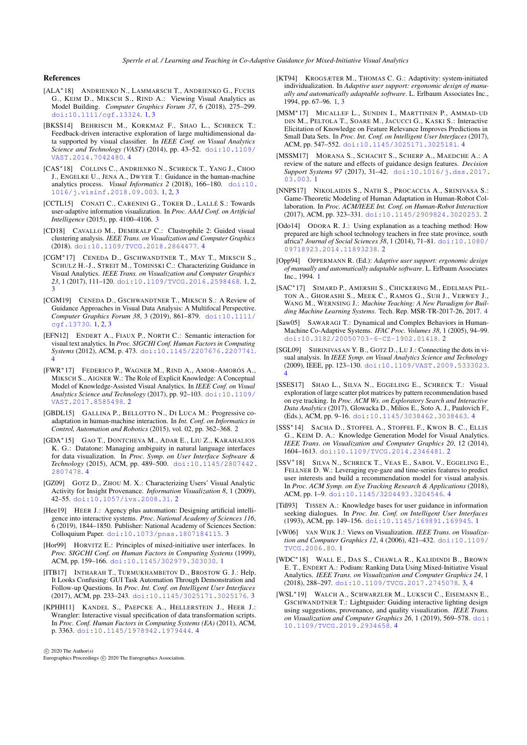## References

[ALA*18] Andrienko N., Lammarsch T., Andrienko G., Fuchs G., Keim D., Miksch S., Rind A.: Viewing Visual Analytics as Model Building. *Computer Graphics Forum 37*, 6 (2018), 275–299. doi:10.1111/cgf.13324. 1, 3

[BKSS14] Behrisch M., Korkmaz F., Shao L., Schreck T.: Feedback-driven interactive exploration of large multidimensional data supported by visual classifier. In *IEEE Conf. on Visual Analytics Science and Technology (VAST)* (2014), pp. 43–52. doi:10.1109/VAST.2014.7042480. 4

[CAS*18] Collins C., Andrienko N., Schreck T., Yang J., Choo J., Engelke U., Jena A., Dwyer T.: Guidance in the human-machine analytics process. *Visual Informatics 2* (2018), 166–180. doi:10.1016/j.visinf.2018.09.003. 1, 2, 3

[CCTL15] Conati C., Carenini G., Toker D., Lallé S.: Towards user-adaptive information visualization. In *Proc. AAAI Conf. on Artificial Intelligence* (2015), pp. 4100–4106. 3

[CD18] Cavallo M., Demiralp C.: Clustrophile 2: Guided visual clustering analysis. *IEEE Trans. on Visualization and Computer Graphics* (2018). doi:10.1109/TVCG.2018.2864477. 4

[CGM*17] Ceneda D., Gschwandtner T., May T., Miksch S., Schulz H.-J., Streit M., Tominski C.: Characterizing Guidance in Visual Analytics. *IEEE Trans. on Visualization and Computer Graphics 23*, 1 (2017), 111–120. doi:10.1109/TVCG.2016.2598468. 1, 2, 3

[CGM19] Ceneda D., Gschwandtner T., Miksch S.: A Review of Guidance Approaches in Visual Data Analysis: A Multifocal Perspective. *Computer Graphics Forum 38*, 3 (2019), 861–879. doi:10.1111/cgf.13730. 1, 2, 3

[EFN12] Endert A., Fiaux P., North C.: Semantic interaction for visual text analytics. In *Proc. SIGCHI Conf. Human Factors in Computing Systems* (2012), ACM, p. 473. doi:10.1145/2207676.2207741. 4

[FWR*17] Federico P., Wagner M., Rind A., Amor-Amorós A., Miksch S., Aigner W.: The Role of Explicit Knowledge: A Conceptual Model of Knowledge-Assisted Visual Analytics. In *IEEE Conf. on Visual Analytics Science and Technology* (2017), pp. 92–103. doi:10.1109/VAST.2017.8585498. 2

[GBDL15] Gallina P., Bellotto N., Di Luca M.: Progressive co-adaptation in human-machine interaction. In *Int. Conf. on Informatics in Control, Automation and Robotics* (2015), vol. 02, pp. 362–368. 2

[GDA*15] Gao T., Dontcheva M., Adar E., Liu Z., Karahalios K. G.: Datatone: Managing ambiguity in natural language interfaces for data visualization. In *Proc. Symp. on User Interface Software & Technology* (2015), ACM, pp. 489–500. doi:10.1145/2807442.2807478. 4

[GZ09] Gotz D., Zhou M. X.: Characterizing Users' Visual Analytic Activity for Insight Provenance. *Information Visualization 8*, 1 (2009), 42–55. doi:10.1057/ivs.2008.31. 2

[Hee19] Heer J.: Agency plus automation: Designing artificial intelligence into interactive systems. *Proc. National Academy of Sciences 116*, 6 (2019), 1844–1850. Publisher: National Academy of Sciences Section: Colloquium Paper. doi:10.1073/pnas.1807184115. 3

[Hor99] Horvitz E.: Principles of mixed-initiative user interfaces. In *Proc. SIGCHI Conf. on Human Factors in Computing Systems* (1999), ACM, pp. 159–166. doi:10.1145/302979.303030. 1

[ITB17] Intharah T., Turmukhambetov D., Brostow G. J.: Help, It Looks Confusing: GUI Task Automation Through Demonstration and Follow-up Questions. In *Proc. Int. Conf. on Intelligent User Interfaces* (2017), ACM, pp. 233–243. doi:10.1145/3025171.3025176. 3

[KPHH11] Kandel S., Paepcke A., Hellerstein J., Heer J.: Wrangler: Interactive visual specification of data transformation scripts. In *Proc. Conf. Human Factors in Computing Systems (EA)* (2011), ACM, p. 3363. doi:10.1145/1978942.1979444. 4

[KT94] Krogsæter M., Thomas C. G.: Adaptivity: system-initiated individualization. In *Adaptive user support: ergonomic design of manually and automatically adaptable software*. L. Erlbaum Associates Inc., 1994, pp. 67–96. 1, 3

[MSM*17] Micallef L., Sundin I., Marttinen P., Ammad-ud din M., Peltola T., Soare M., Jacucci G., Kaski S.: Interactive Elicitation of Knowledge on Feature Relevance Improves Predictions in Small Data Sets. In *Proc. Int. Conf. on Intelligent User Interfaces* (2017), ACM, pp. 547–552. doi:10.1145/3025171.3025181. 4

[MSSM17] Morana S., Schacht S., Scherp A., Maedche A.: A review of the nature and effects of guidance design features. *Decision Support Systems 97* (2017), 31–42. doi:10.1016/j.dss.2017.03.003. 1

[NNPS17] Nikolaidis S., Nath S., Procaccia A., Srinivasa S.: Game-Theoretic Modeling of Human Adaptation in Human-Robot Collaboration. In *Proc. ACM/IEEE Int. Conf. on Human-Robot Interaction* (2017), ACM, pp. 323–331. doi:10.1145/2909824.3020253. 2

[Odo14] Odora R. J.: Using explanation as a teaching method: How prepared are high school technology teachers in free state province, south africa? *Journal of Social Sciences 38*, 1 (2014), 71–81. doi:10.1080/09718923.2014.11893238. 2

[Opp94] Oppermann R. (Ed.): *Adaptive user support: ergonomic design of manually and automatically adaptable software*. L. Erlbaum Associates Inc., 1994. 1

[SAC*17] Simard P., Amershi S., Chickering M., Edelman Pelton A., Ghorashi S., Meek C., Ramos G., Suh J., Verwey J., Wang M., Wernsing J.: *Machine Teaching: A New Paradigm for Building Machine Learning Systems*. Tech. Rep. MSR-TR-2017-26, 2017. 4

[Saw05] Sawaragi T.: Dynamical and Complex Behaviors in Human-Machine Co-Adaptive Systems. *IFAC Proc. Volumes 38*, 1 (2005), 94–99. doi:10.3182/20050703-6-CZ-1902.01418. 2

[SGL09] Shrinivasan Y. B., Gotz D., Lu J.: Connecting the dots in visual analysis. In *IEEE Symp. on Visual Analytics Science and Technology* (2009), IEEE, pp. 123–130. doi:10.1109/VAST.2009.5333023. 4

[SSES17] Shao L., Silva N., Eggeling E., Schreck T.: Visual exploration of large scatter plot matrices by pattern recommendation based on eye tracking. In *Proc. ACM Ws. on Exploratory Search and Interactive Data Analytics* (2017), Glowacka D., Milios E., Soto A. J., Paulovich F., (Eds.), ACM, pp. 9–16. doi:10.1145/3038462.3038463. 4

[SSS*14] Sacha D., Stoffel A., Stoffel F., Kwon B. C., Ellis G., Keim D. A.: Knowledge Generation Model for Visual Analytics. *IEEE Trans. on Visualization and Computer Graphics 20*, 12 (2014), 1604–1613. doi:10.1109/TVCG.2014.2346481. 2

[SSV*18] Silva N., Schreck T., Veas E., Sabol V., Eggeling E., Fellner D. W.: Leveraging eye-gaze and time-series features to predict user interests and build a recommendation model for visual analysis. In *Proc. ACM Symp. on Eye Tracking Research & Applications* (2018), ACM, pp. 1–9. doi:10.1145/3204493.3204546. 4

[Tis93] Tissen A.: Knowledge bases for user guidance in information seeking dialogues. In *Proc. Int. Conf. on Intelligent User Interfaces* (1993), ACM, pp. 149–156. doi:10.1145/169891.169945. 1

[vW06] van Wijk J.: Views on Visualization. *IEEE Trans. on Visualization and Computer Graphics 12*, 4 (2006), 421–432. doi:10.1109/TVCG.2006.80. 1

[WDC*18] Wall E., Das S., Chawla R., Kalidindi B., Brown E. T., Endert A.: Podium: Ranking Data Using Mixed-Initiative Visual Analytics. *IEEE Trans. on Visualization and Computer Graphics 24*, 1 (2018), 288–297. doi:10.1109/TVCG.2017.2745078. 3, 4

[WSL*19] Walch A., Schwarzler M., Luksch C., Eisemann E., Gschwandtner T.: Lightguider: Guiding interactive lighting design using suggestions, provenance, and quality visualization. *IEEE Trans. on Visualization and Computer Graphics 26*, 1 (2019), 569–578. doi:10.1109/TVCG.2019.2934658. 4